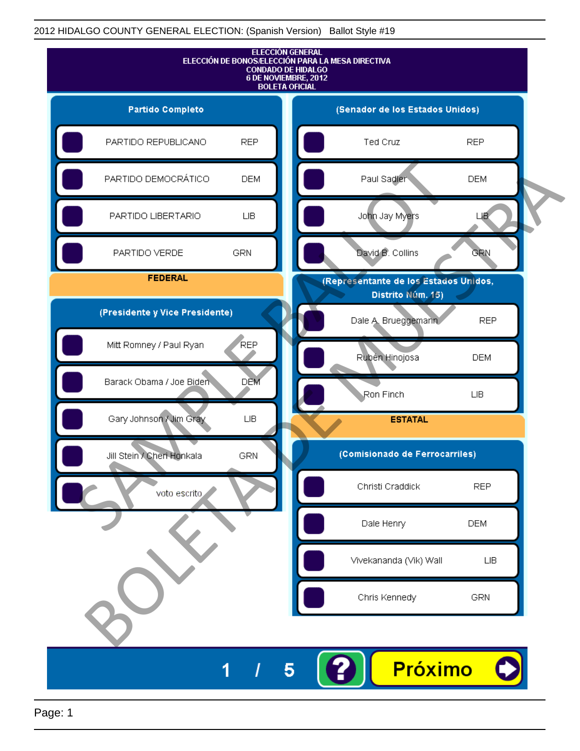2012 HIDALGO COUNTY GENERAL ELECTION: (Spanish Version) Ballot Style #19

# ELECCIÓN GENERAL
## ELECCIÓN DE BONOS/ELECCIÓN PARA LA MESA DIRECTIVA
## CONDADO DE HIDALGO
## 6 DE NOVIEMBRE, 2012
## BOLETA OFICIAL

### Partido Completo

| Partido | |
|---|---|
| PARTIDO REPUBLICANO | REP |
| PARTIDO DEMOCRÁTICO | DEM |
| PARTIDO LIBERTARIO | LIB |
| PARTIDO VERDE | GRN |

### FEDERAL

#### (Presidente y Vice Presidente)

| Candidato | Partido |
|---|---|
| Mitt Romney / Paul Ryan | REP |
| Barack Obama / Joe Biden | DEM |
| Gary Johnson / Jim Gray | LIB |
| Jill Stein / Cheri Honkala | GRN |
| voto escrito | |

#### (Senador de los Estados Unidos)

| Candidato | Partido |
|---|---|
| Ted Cruz | REP |
| Paul Sadler | DEM |
| John Jay Myers | LIB |
| David B. Collins | GRN |

#### (Representante de los Estados Unidos, Distrito Núm. 15)

| Candidato | Partido |
|---|---|
| Dale A. Brueggemann | REP |
| Rubén Hinojosa | DEM |
| Ron Finch | LIB |

### ESTATAL

#### (Comisionado de Ferrocarriles)

| Candidato | Partido |
|---|---|
| Christi Craddick | REP |
| Dale Henry | DEM |
| Vivekananda (Vik) Wall | LIB |
| Chris Kennedy | GRN |

SAMPLE BALLOT / BOLETA DE MUESTRA

1 / 5 ? Próximo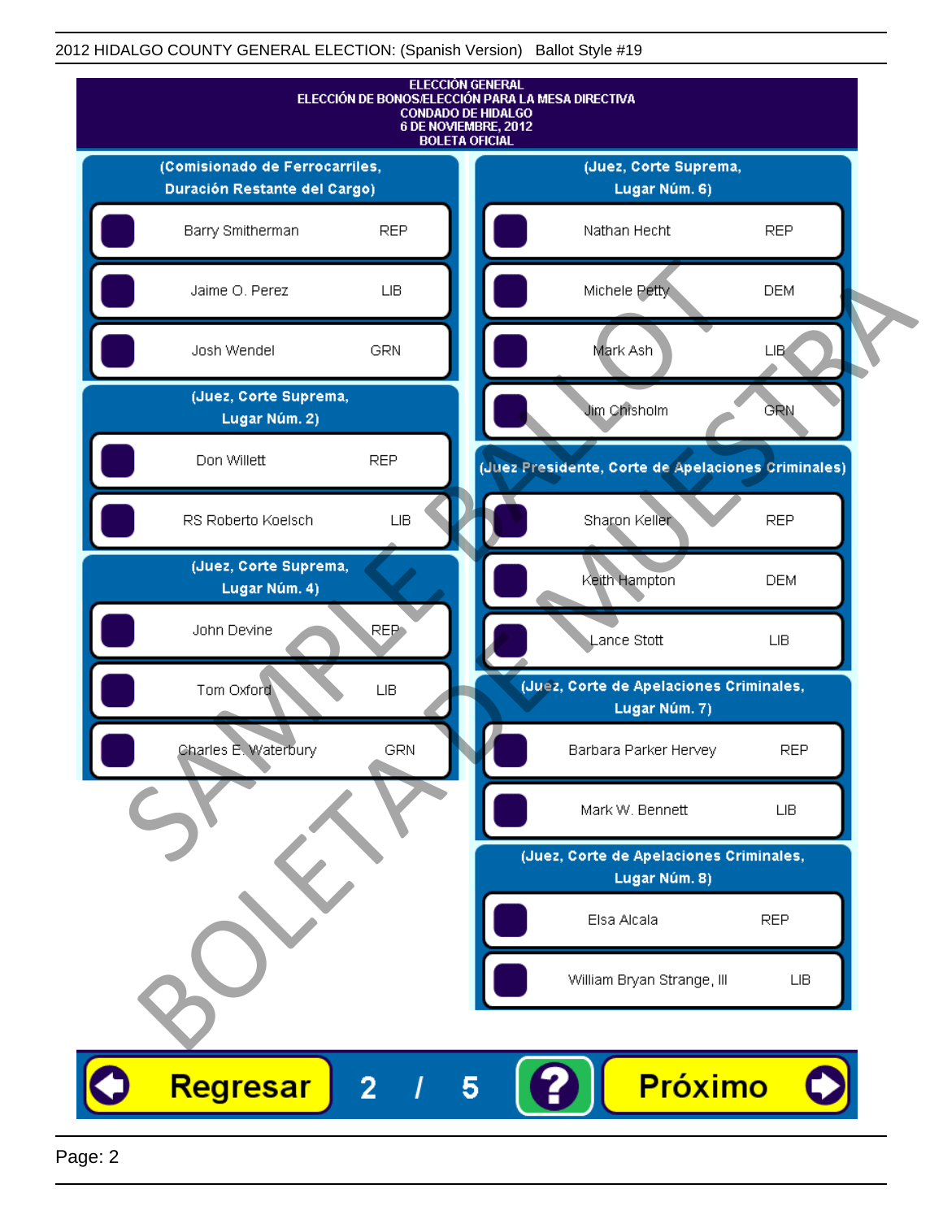2012 HIDALGO COUNTY GENERAL ELECTION: (Spanish Version)   Ballot Style #19

**ELECCIÓN GENERAL**
**ELECCIÓN DE BONOS/ELECCIÓN PARA LA MESA DIRECTIVA**
**CONDADO DE HIDALGO**
**6 DE NOVIEMBRE, 2012**
**BOLETA OFICIAL**

**(Comisionado de Ferrocarriles, Duración Restante del Cargo)**

| Candidato | Partido |
|---|---|
| Barry Smitherman | REP |
| Jaime O. Perez | LIB |
| Josh Wendel | GRN |

**(Juez, Corte Suprema, Lugar Núm. 2)**

| Candidato | Partido |
|---|---|
| Don Willett | REP |
| RS Roberto Koelsch | LIB |

**(Juez, Corte Suprema, Lugar Núm. 4)**

| Candidato | Partido |
|---|---|
| John Devine | REP |
| Tom Oxford | LIB |
| Charles E. Waterbury | GRN |

**(Juez, Corte Suprema, Lugar Núm. 6)**

| Candidato | Partido |
|---|---|
| Nathan Hecht | REP |
| Michele Petty | DEM |
| Mark Ash | LIB |
| Jim Chisholm | GRN |

**(Juez Presidente, Corte de Apelaciones Criminales)**

| Candidato | Partido |
|---|---|
| Sharon Keller | REP |
| Keith Hampton | DEM |
| Lance Stott | LIB |

**(Juez, Corte de Apelaciones Criminales, Lugar Núm. 7)**

| Candidato | Partido |
|---|---|
| Barbara Parker Hervey | REP |
| Mark W. Bennett | LIB |

**(Juez, Corte de Apelaciones Criminales, Lugar Núm. 8)**

| Candidato | Partido |
|---|---|
| Elsa Alcala | REP |
| William Bryan Strange, III | LIB |

SAMPLE BALLOT — BOLETA DE MUESTRA

Regresar   2 / 5   ?   Próximo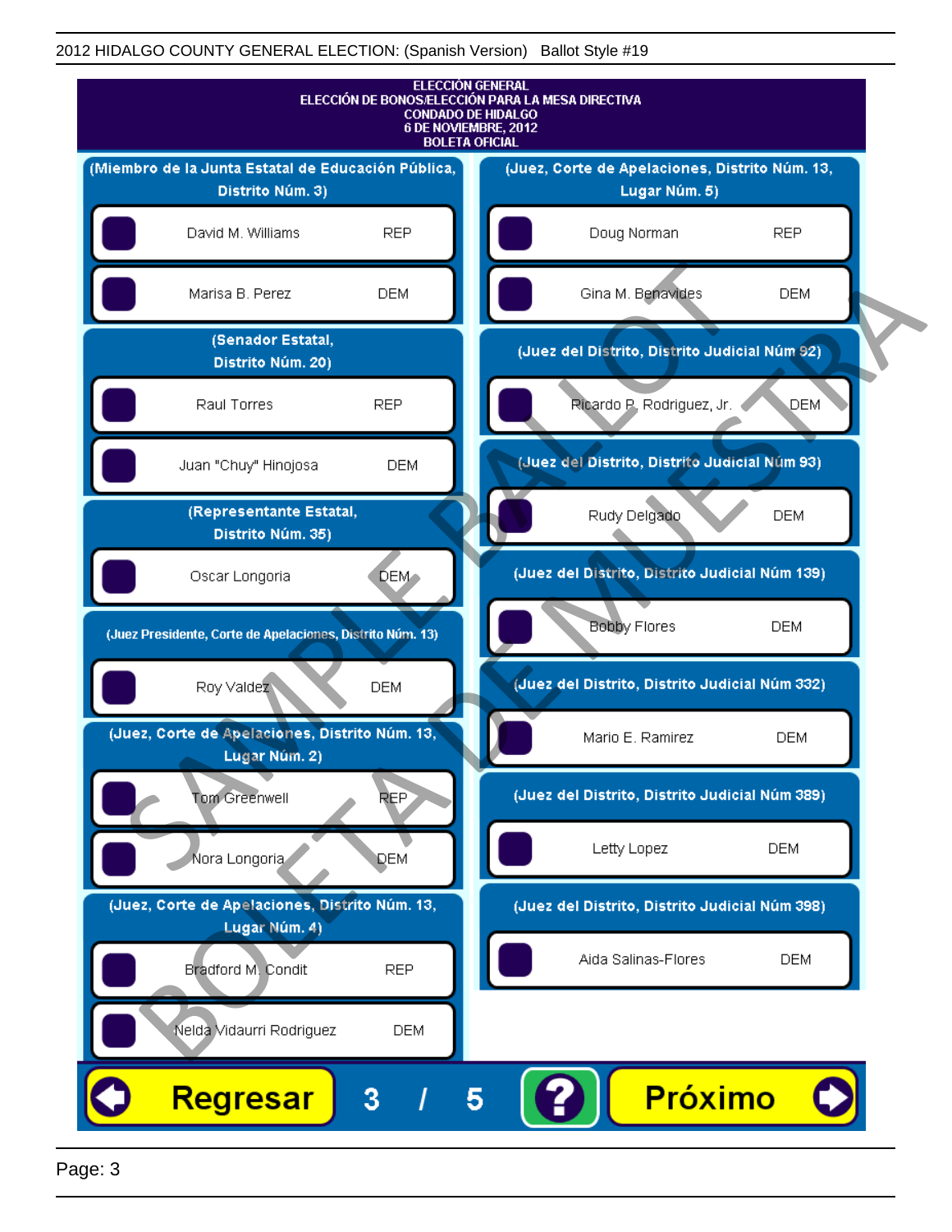# ELECCIÓN GENERAL
## ELECCIÓN DE BONOS/ELECCIÓN PARA LA MESA DIRECTIVA
## CONDADO DE HIDALGO
## 6 DE NOVIEMBRE, 2012
## BOLETA OFICIAL

### (Miembro de la Junta Estatal de Educación Pública, Distrito Núm. 3)

- David M. Williams — REP
- Marisa B. Perez — DEM

### (Senador Estatal, Distrito Núm. 20)

- Raul Torres — REP
- Juan "Chuy" Hinojosa — DEM

### (Representante Estatal, Distrito Núm. 35)

- Oscar Longoria — DEM

### (Juez Presidente, Corte de Apelaciones, Distrito Núm. 13)

- Roy Valdez — DEM

### (Juez, Corte de Apelaciones, Distrito Núm. 13, Lugar Núm. 2)

- Tom Greenwell — REP
- Nora Longoria — DEM

### (Juez, Corte de Apelaciones, Distrito Núm. 13, Lugar Núm. 4)

- Bradford M. Condit — REP
- Nelda Vidaurri Rodriguez — DEM

### (Juez, Corte de Apelaciones, Distrito Núm. 13, Lugar Núm. 5)

- Doug Norman — REP
- Gina M. Benavides — DEM

### (Juez del Distrito, Distrito Judicial Núm 92)

- Ricardo P. Rodriguez, Jr. — DEM

### (Juez del Distrito, Distrito Judicial Núm 93)

- Rudy Delgado — DEM

### (Juez del Distrito, Distrito Judicial Núm 139)

- Bobby Flores — DEM

### (Juez del Distrito, Distrito Judicial Núm 332)

- Mario E. Ramirez — DEM

### (Juez del Distrito, Distrito Judicial Núm 389)

- Letty Lopez — DEM

### (Juez del Distrito, Distrito Judicial Núm 398)

- Aida Salinas-Flores — DEM

Regresar | 3 / 5 | ? | Próximo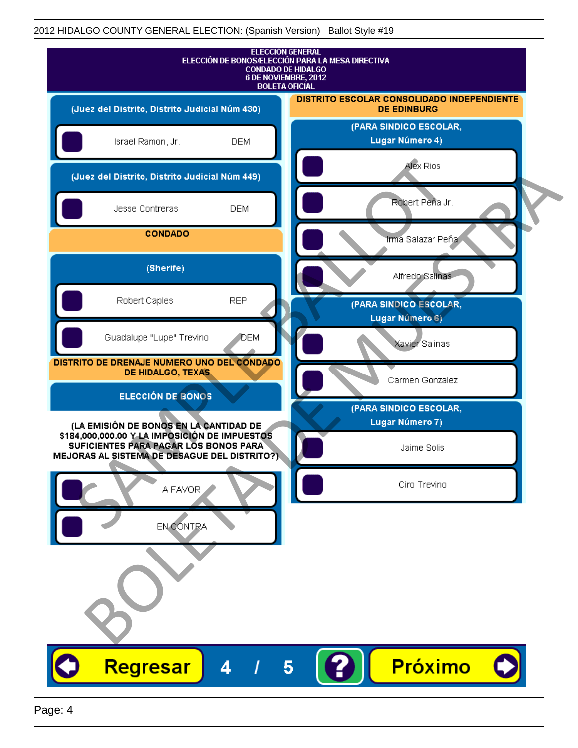2012 HIDALGO COUNTY GENERAL ELECTION: (Spanish Version) Ballot Style #19

# ELECCIÓN GENERAL
## ELECCIÓN DE BONOS/ELECCIÓN PARA LA MESA DIRECTIVA
## CONDADO DE HIDALGO
## 6 DE NOVIEMBRE, 2012
## BOLETA OFICIAL

### (Juez del Distrito, Distrito Judicial Núm 430)

- Israel Ramon, Jr. DEM

### (Juez del Distrito, Distrito Judicial Núm 449)

- Jesse Contreras DEM

## CONDADO

### (Sherife)

- Robert Caples REP
- Guadalupe "Lupe" Trevino DEM

## DISTRITO DE DRENAJE NUMERO UNO DEL CONDADO DE HIDALGO, TEXAS

### ELECCIÓN DE BONOS

**(LA EMISIÓN DE BONOS EN LA CANTIDAD DE $184,000,000.00 Y LA IMPOSICIÓN DE IMPUESTOS SUFICIENTES PARA PAGAR LOS BONOS PARA MEJORAS AL SISTEMA DE DESAGUE DEL DISTRITO?)**

- A FAVOR
- EN CONTRA

## DISTRITO ESCOLAR CONSOLIDADO INDEPENDIENTE DE EDINBURG

### (PARA SINDICO ESCOLAR, Lugar Número 4)

- Alex Rios
- Robert Peña Jr.
- Irma Salazar Peña
- Alfredo Salinas

### (PARA SINDICO ESCOLAR, Lugar Número 6)

- Xavier Salinas
- Carmen Gonzalez

### (PARA SINDICO ESCOLAR, Lugar Número 7)

- Jaime Solis
- Ciro Trevino

SAMPLE BALLOT
BOLETA DE MUESTRA

Regresar 4 / 5 ? Próximo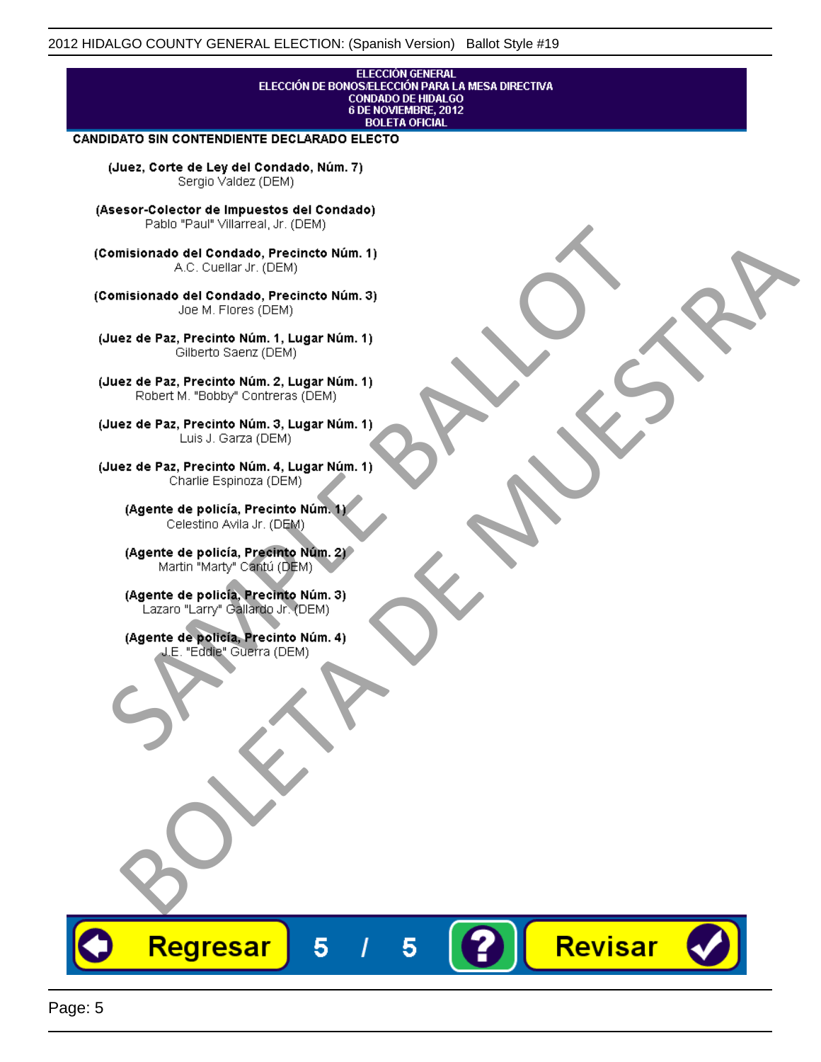ELECCIÓN GENERAL
ELECCIÓN DE BONOS/ELECCIÓN PARA LA MESA DIRECTIVA
CONDADO DE HIDALGO
6 DE NOVIEMBRE, 2012
BOLETA OFICIAL

**CANDIDATO SIN CONTENDIENTE DECLARADO ELECTO**

**(Juez, Corte de Ley del Condado, Núm. 7)**
Sergio Valdez (DEM)

**(Asesor-Colector de Impuestos del Condado)**
Pablo "Paul" Villarreal, Jr. (DEM)

**(Comisionado del Condado, Precincto Núm. 1)**
A.C. Cuellar Jr. (DEM)

**(Comisionado del Condado, Precincto Núm. 3)**
Joe M. Flores (DEM)

**(Juez de Paz, Precinto Núm. 1, Lugar Núm. 1)**
Gilberto Saenz (DEM)

**(Juez de Paz, Precinto Núm. 2, Lugar Núm. 1)**
Robert M. "Bobby" Contreras (DEM)

**(Juez de Paz, Precinto Núm. 3, Lugar Núm. 1)**
Luis J. Garza (DEM)

**(Juez de Paz, Precinto Núm. 4, Lugar Núm. 1)**
Charlie Espinoza (DEM)

**(Agente de policía, Precinto Núm. 1)**
Celestino Avila Jr. (DEM)

**(Agente de policía, Precinto Núm. 2)**
Martin "Marty" Cantú (DEM)

**(Agente de policía, Precinto Núm. 3)**
Lazaro "Larry" Gallardo Jr. (DEM)

**(Agente de policía, Precinto Núm. 4)**
J.E. "Eddie" Guerra (DEM)

Regresar 5 / 5 ? Revisar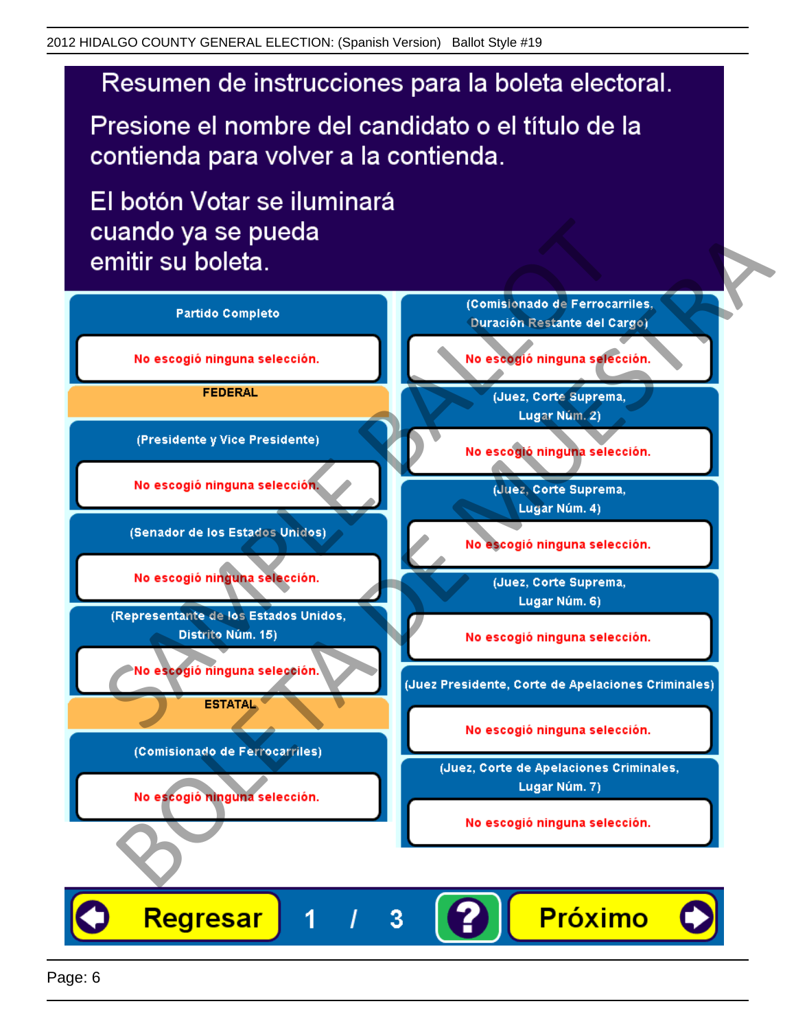Resumen de instrucciones para la boleta electoral.

Presione el nombre del candidato o el título de la contienda para volver a la contienda.

El botón Votar se iluminará cuando ya se pueda emitir su boleta.

**Partido Completo**

No escogió ninguna selección.

**FEDERAL**

**(Presidente y Vice Presidente)**

No escogió ninguna selección.

**(Senador de los Estados Unidos)**

No escogió ninguna selección.

**(Representante de los Estados Unidos, Distrito Núm. 15)**

No escogió ninguna selección.

**ESTATAL**

**(Comisionado de Ferrocarriles)**

No escogió ninguna selección.

**(Comisionado de Ferrocarriles, Duración Restante del Cargo)**

No escogió ninguna selección.

**(Juez, Corte Suprema, Lugar Núm. 2)**

No escogió ninguna selección.

**(Juez, Corte Suprema, Lugar Núm. 4)**

No escogió ninguna selección.

**(Juez, Corte Suprema, Lugar Núm. 6)**

No escogió ninguna selección.

**(Juez Presidente, Corte de Apelaciones Criminales)**

No escogió ninguna selección.

**(Juez, Corte de Apelaciones Criminales, Lugar Núm. 7)**

No escogió ninguna selección.

Regresar 1 / 3 ? Próximo

SAMPLE BALLOT

BOLETA DE MUESTRA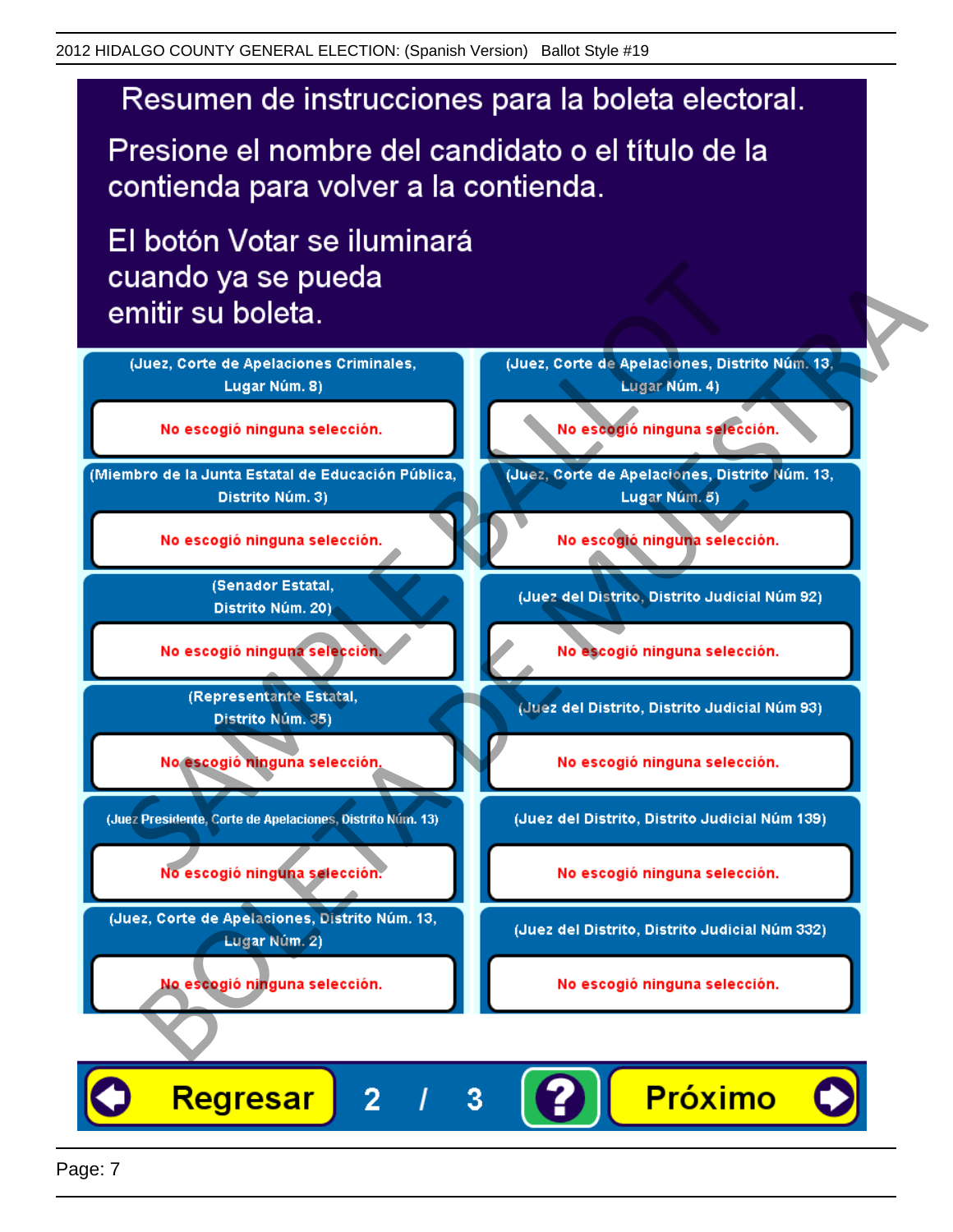# Resumen de instrucciones para la boleta electoral.

Presione el nombre del candidato o el título de la contienda para volver a la contienda.

El botón Votar se iluminará cuando ya se pueda emitir su boleta.

**(Juez, Corte de Apelaciones Criminales, Lugar Núm. 8)**

No escogió ninguna selección.

**(Miembro de la Junta Estatal de Educación Pública, Distrito Núm. 3)**

No escogió ninguna selección.

**(Senador Estatal, Distrito Núm. 20)**

No escogió ninguna selección.

**(Representante Estatal, Distrito Núm. 35)**

No escogió ninguna selección.

**(Juez Presidente, Corte de Apelaciones, Distrito Núm. 13)**

No escogió ninguna selección.

**(Juez, Corte de Apelaciones, Distrito Núm. 13, Lugar Núm. 2)**

No escogió ninguna selección.

**(Juez, Corte de Apelaciones, Distrito Núm. 13, Lugar Núm. 4)**

No escogió ninguna selección.

**(Juez, Corte de Apelaciones, Distrito Núm. 13, Lugar Núm. 5)**

No escogió ninguna selección.

**(Juez del Distrito, Distrito Judicial Núm 92)**

No escogió ninguna selección.

**(Juez del Distrito, Distrito Judicial Núm 93)**

No escogió ninguna selección.

**(Juez del Distrito, Distrito Judicial Núm 139)**

No escogió ninguna selección.

**(Juez del Distrito, Distrito Judicial Núm 332)**

No escogió ninguna selección.

Regresar | 2 / 3 | ? | Próximo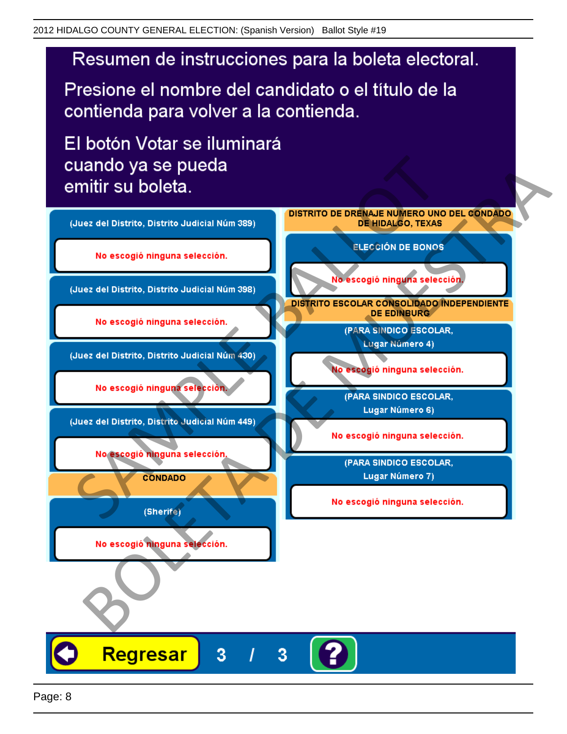2012 HIDALGO COUNTY GENERAL ELECTION: (Spanish Version) Ballot Style #19

# Resumen de instrucciones para la boleta electoral.

Presione el nombre del candidato o el título de la contienda para volver a la contienda.

El botón Votar se iluminará cuando ya se pueda emitir su boleta.

(Juez del Distrito, Distrito Judicial Núm 389)

No escogió ninguna selección.

(Juez del Distrito, Distrito Judicial Núm 398)

No escogió ninguna selección.

(Juez del Distrito, Distrito Judicial Núm 430)

No escogió ninguna selección.

(Juez del Distrito, Distrito Judicial Núm 449)

No escogió ninguna selección.

**CONDADO**

(Sherife)

No escogió ninguna selección.

**DISTRITO DE DRENAJE NUMERO UNO DEL CONDADO DE HIDALGO, TEXAS**

ELECCIÓN DE BONOS

No escogió ninguna selección.

**DISTRITO ESCOLAR CONSOLIDADO INDEPENDIENTE DE EDINBURG**

(PARA SINDICO ESCOLAR, Lugar Número 4)

No escogió ninguna selección.

(PARA SINDICO ESCOLAR, Lugar Número 6)

No escogió ninguna selección.

(PARA SINDICO ESCOLAR, Lugar Número 7)

No escogió ninguna selección.

Regresar 3 / 3 ?

SAMPLE BALLOT BOLETA DE MUESTRA